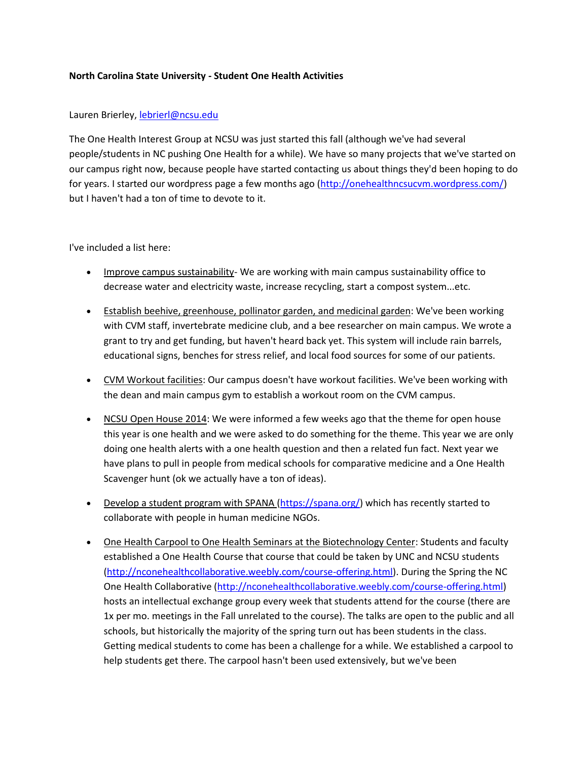**North Carolina State University - Student One Health Activities**

Lauren Brierley, lebrierl@ncsu.edu

The One Health Interest Group at NCSU was just started this fall (although we've had several people/students in NC pushing One Health for a while). We have so many projects that we've started on our campus right now, because people have started contacting us about things they'd been hoping to do for years. I started our wordpress page a few months ago (http://onehealthncsucvm.wordpress.com/) but I haven't had a ton of time to devote to it.

I've included a list here:

- Improve campus sustainability- We are working with main campus sustainability office to decrease water and electricity waste, increase recycling, start a compost system...etc.
- Establish beehive, greenhouse, pollinator garden, and medicinal garden: We've been working with CVM staff, invertebrate medicine club, and a bee researcher on main campus. We wrote a grant to try and get funding, but haven't heard back yet. This system will include rain barrels, educational signs, benches for stress relief, and local food sources for some of our patients.
- CVM Workout facilities: Our campus doesn't have workout facilities. We've been working with the dean and main campus gym to establish a workout room on the CVM campus.
- NCSU Open House 2014: We were informed a few weeks ago that the theme for open house this year is one health and we were asked to do something for the theme. This year we are only doing one health alerts with a one health question and then a related fun fact. Next year we have plans to pull in people from medical schools for comparative medicine and a One Health Scavenger hunt (ok we actually have a ton of ideas).
- Develop a student program with SPANA (https://spana.org/) which has recently started to collaborate with people in human medicine NGOs.
- One Health Carpool to One Health Seminars at the Biotechnology Center: Students and faculty established a One Health Course that course that could be taken by UNC and NCSU students (http://nconehealthcollaborative.weebly.com/course-offering.html). During the Spring the NC One Health Collaborative (http://nconehealthcollaborative.weebly.com/course-offering.html) hosts an intellectual exchange group every week that students attend for the course (there are 1x per mo. meetings in the Fall unrelated to the course). The talks are open to the public and all schools, but historically the majority of the spring turn out has been students in the class. Getting medical students to come has been a challenge for a while. We established a carpool to help students get there. The carpool hasn't been used extensively, but we've been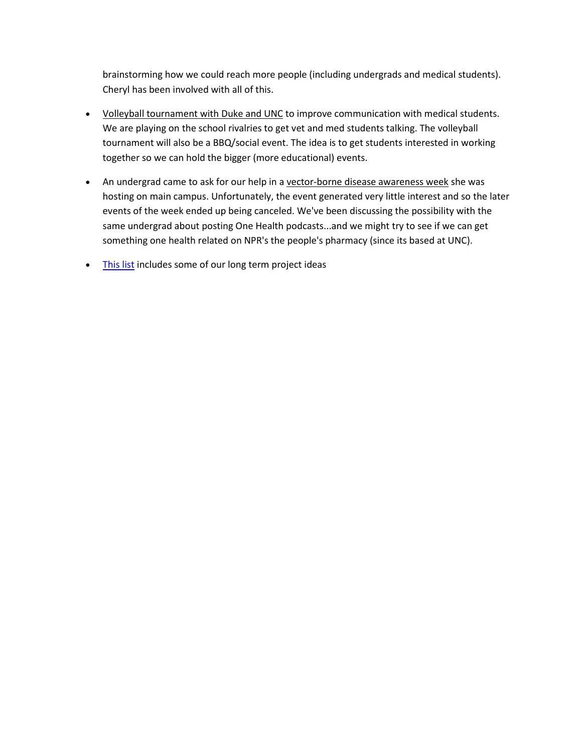brainstorming how we could reach more people (including undergrads and medical students). Cheryl has been involved with all of this.

- Volleyball tournament with Duke and UNC to improve communication with medical students. We are playing on the school rivalries to get vet and med students talking. The volleyball tournament will also be a BBQ/social event. The idea is to get students interested in working together so we can hold the bigger (more educational) events.
- An undergrad came to ask for our help in a vector-borne disease awareness week she was hosting on main campus. Unfortunately, the event generated very little interest and so the later events of the week ended up being canceled. We've been discussing the possibility with the same undergrad about posting One Health podcasts...and we might try to see if we can get something one health related on NPR's the people's pharmacy (since its based at UNC).
- This list includes some of our long term project ideas